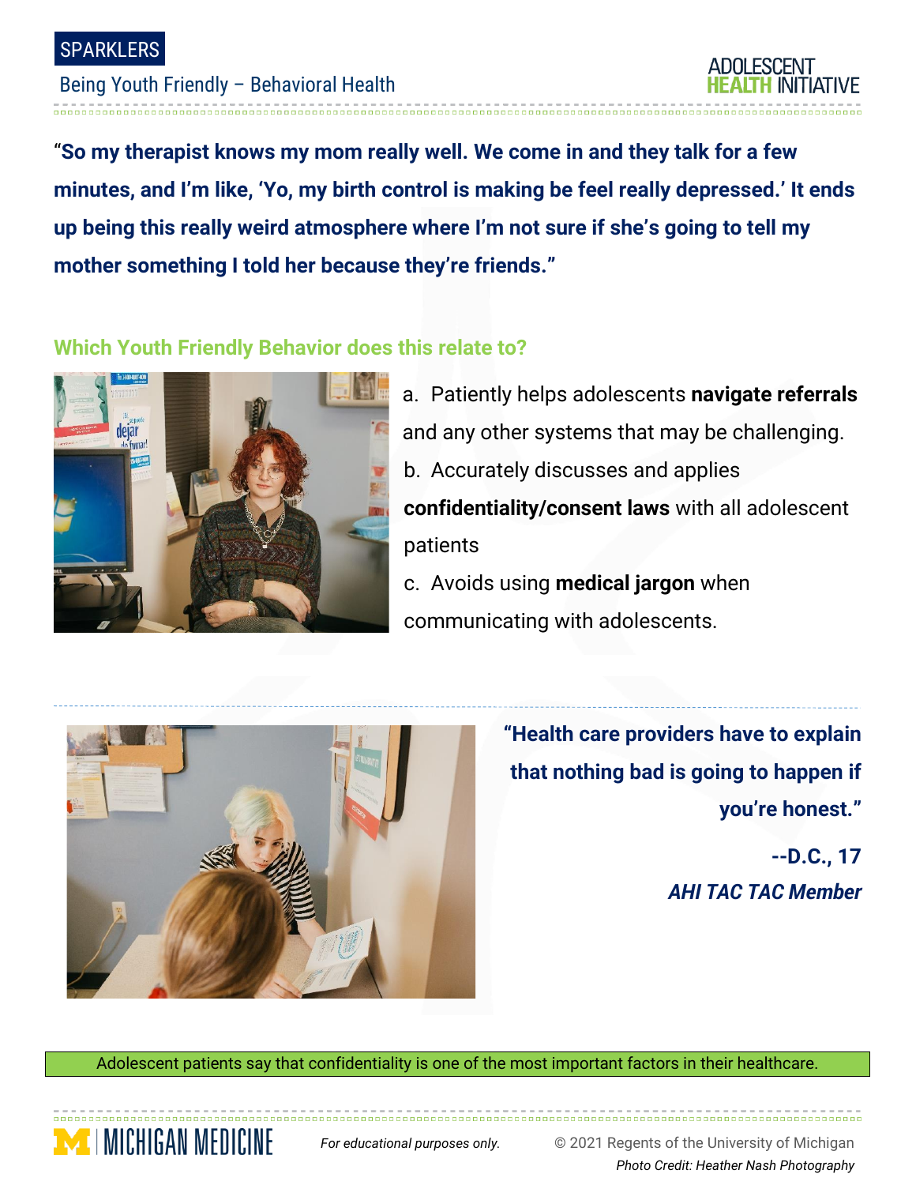SPARKLERS

Being Youth Friendly – Behavioral Health

ADOLESCENT HEALTH INITIATIVE

**"So my therapist knows my mom really well. We come in and they talk for a few minutes, and I'm like, 'Yo, my birth control is making be feel really depressed.' It ends up being this really weird atmosphere where I'm not sure if she's going to tell my mother something I told her because they're friends."**

## Which Youth Friendly Behavior does this relate to?

a. Patiently helps adolescents **navigate referrals** and any other systems that may be challenging.

b. Accurately discusses and applies **confidentiality/consent laws** with all adolescent patients

c. Avoids using **medical jargon** when communicating with adolescents.

**"Health care providers have to explain that nothing bad is going to happen if you're honest."**

**--D.C., 17**

***AHI TAC TAC Member***

Adolescent patients say that confidentiality is one of the most important factors in their healthcare.

MICHIGAN MEDICINE

*For educational purposes only.*

© 2021 Regents of the University of Michigan

*Photo Credit: Heather Nash Photography*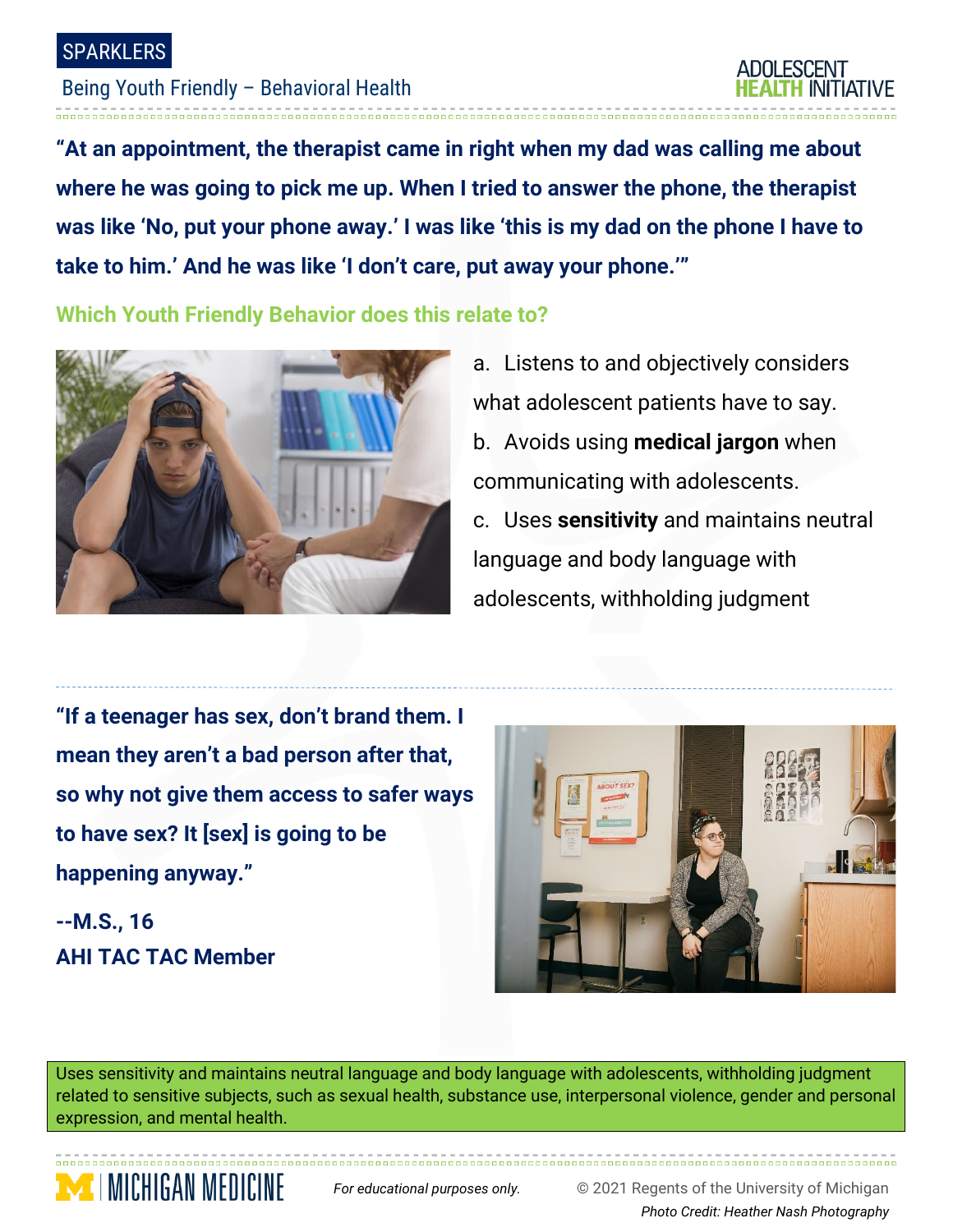SPARKLERS

Being Youth Friendly – Behavioral Health

**"At an appointment, the therapist came in right when my dad was calling me about where he was going to pick me up. When I tried to answer the phone, the therapist was like 'No, put your phone away.' I was like 'this is my dad on the phone I have to take to him.' And he was like 'I don't care, put away your phone.'"**

**Which Youth Friendly Behavior does this relate to?**

a. Listens to and objectively considers what adolescent patients have to say.

b. Avoids using **medical jargon** when communicating with adolescents.

c. Uses **sensitivity** and maintains neutral language and body language with adolescents, withholding judgment

---

**"If a teenager has sex, don't brand them. I mean they aren't a bad person after that, so why not give them access to safer ways to have sex? It [sex] is going to be happening anyway."**

**--M.S., 16**
**AHI TAC TAC Member**

Uses sensitivity and maintains neutral language and body language with adolescents, withholding judgment related to sensitive subjects, such as sexual health, substance use, interpersonal violence, gender and personal expression, and mental health.

*For educational purposes only.*

© 2021 Regents of the University of Michigan

*Photo Credit: Heather Nash Photography*